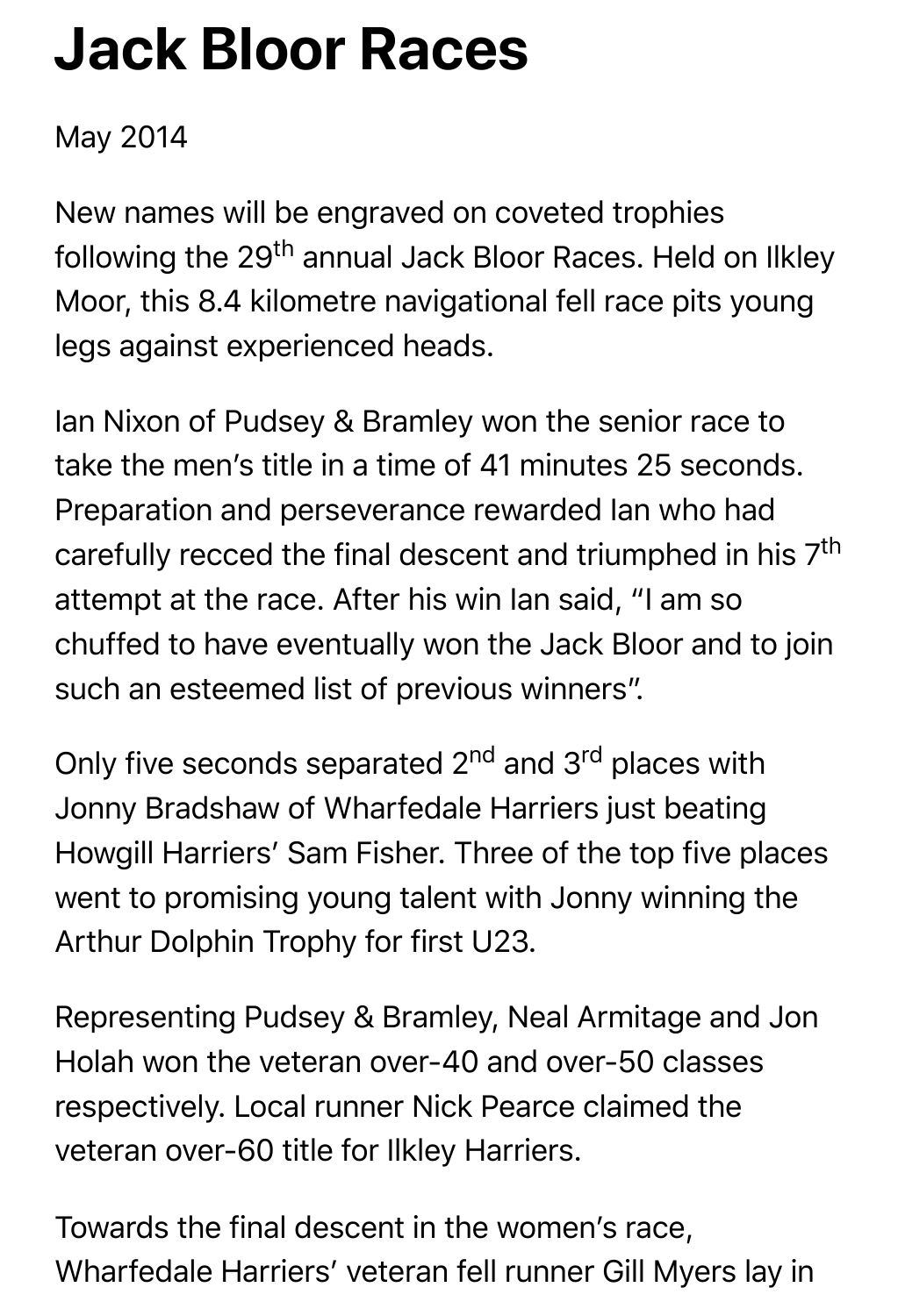# Jack Bloor Races

May 2014

New names will be engraved on coveted trophies following the 29th annual Jack Bloor Races. Held on Ilkley Moor, this 8.4 kilometre navigational fell race pits young legs against experienced heads.

Ian Nixon of Pudsey & Bramley won the senior race to take the men's title in a time of 41 minutes 25 seconds. Preparation and perseverance rewarded Ian who had carefully recced the final descent and triumphed in his 7th attempt at the race. After his win Ian said, "I am so chuffed to have eventually won the Jack Bloor and to join such an esteemed list of previous winners".

Only five seconds separated 2nd and 3rd places with Jonny Bradshaw of Wharfedale Harriers just beating Howgill Harriers' Sam Fisher. Three of the top five places went to promising young talent with Jonny winning the Arthur Dolphin Trophy for first U23.

Representing Pudsey & Bramley, Neal Armitage and Jon Holah won the veteran over-40 and over-50 classes respectively. Local runner Nick Pearce claimed the veteran over-60 title for Ilkley Harriers.

Towards the final descent in the women's race, Wharfedale Harriers' veteran fell runner Gill Myers lay in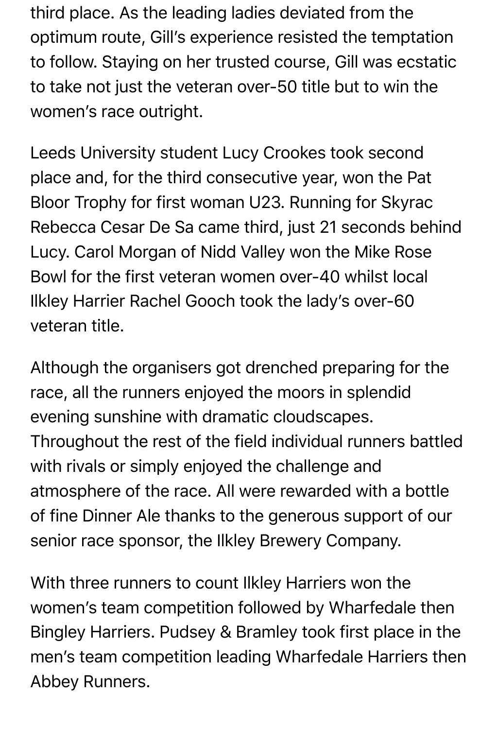third place. As the leading ladies deviated from the optimum route, Gill's experience resisted the temptation to follow. Staying on her trusted course, Gill was ecstatic to take not just the veteran over-50 title but to win the women's race outright.

Leeds University student Lucy Crookes took second place and, for the third consecutive year, won the Pat Bloor Trophy for first woman U23. Running for Skyrac Rebecca Cesar De Sa came third, just 21 seconds behind Lucy. Carol Morgan of Nidd Valley won the Mike Rose Bowl for the first veteran women over-40 whilst local Ilkley Harrier Rachel Gooch took the lady's over-60 veteran title.

Although the organisers got drenched preparing for the race, all the runners enjoyed the moors in splendid evening sunshine with dramatic cloudscapes. Throughout the rest of the field individual runners battled with rivals or simply enjoyed the challenge and atmosphere of the race. All were rewarded with a bottle of fine Dinner Ale thanks to the generous support of our senior race sponsor, the Ilkley Brewery Company.

With three runners to count Ilkley Harriers won the women's team competition followed by Wharfedale then Bingley Harriers. Pudsey & Bramley took first place in the men's team competition leading Wharfedale Harriers then Abbey Runners.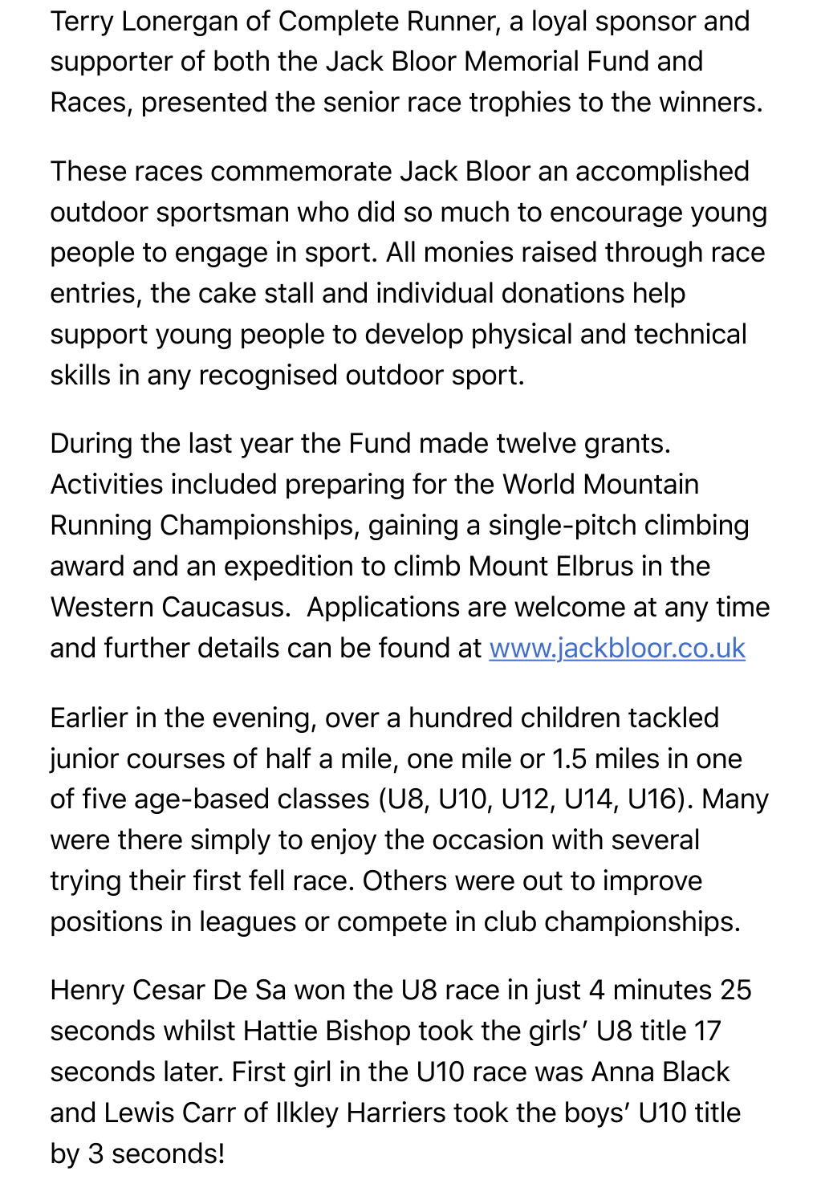Terry Lonergan of Complete Runner, a loyal sponsor and supporter of both the Jack Bloor Memorial Fund and Races, presented the senior race trophies to the winners.

These races commemorate Jack Bloor an accomplished outdoor sportsman who did so much to encourage young people to engage in sport. All monies raised through race entries, the cake stall and individual donations help support young people to develop physical and technical skills in any recognised outdoor sport.

During the last year the Fund made twelve grants. Activities included preparing for the World Mountain Running Championships, gaining a single-pitch climbing award and an expedition to climb Mount Elbrus in the Western Caucasus.  Applications are welcome at any time and further details can be found at [www.jackbloor.co.uk](http://www.jackbloor.co.uk)

Earlier in the evening, over a hundred children tackled junior courses of half a mile, one mile or 1.5 miles in one of five age-based classes (U8, U10, U12, U14, U16). Many were there simply to enjoy the occasion with several trying their first fell race. Others were out to improve positions in leagues or compete in club championships.

Henry Cesar De Sa won the U8 race in just 4 minutes 25 seconds whilst Hattie Bishop took the girls' U8 title 17 seconds later. First girl in the U10 race was Anna Black and Lewis Carr of Ilkley Harriers took the boys' U10 title by 3 seconds!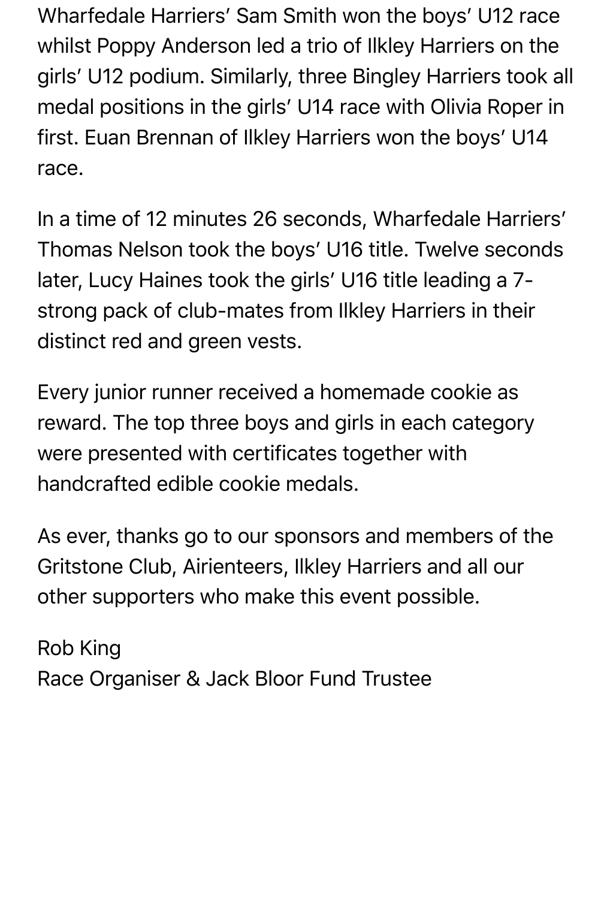Wharfedale Harriers' Sam Smith won the boys' U12 race whilst Poppy Anderson led a trio of Ilkley Harriers on the girls' U12 podium. Similarly, three Bingley Harriers took all medal positions in the girls' U14 race with Olivia Roper in first. Euan Brennan of Ilkley Harriers won the boys' U14 race.

In a time of 12 minutes 26 seconds, Wharfedale Harriers' Thomas Nelson took the boys' U16 title. Twelve seconds later, Lucy Haines took the girls' U16 title leading a 7-strong pack of club-mates from Ilkley Harriers in their distinct red and green vests.

Every junior runner received a homemade cookie as reward. The top three boys and girls in each category were presented with certificates together with handcrafted edible cookie medals.

As ever, thanks go to our sponsors and members of the Gritstone Club, Airienteers, Ilkley Harriers and all our other supporters who make this event possible.

Rob King
Race Organiser & Jack Bloor Fund Trustee